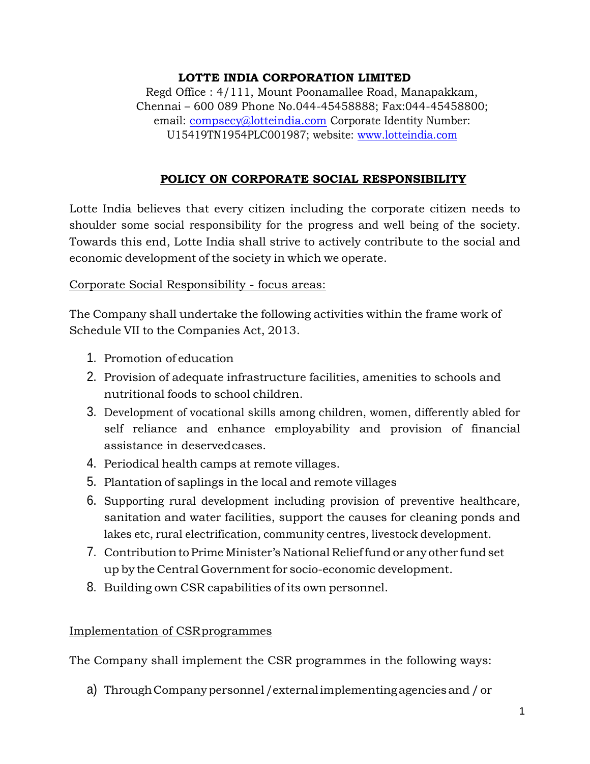**LOTTE INDIA CORPORATION LIMITED**

Regd Office : 4/111, Mount Poonamallee Road, Manapakkam, Chennai – 600 089 Phone No.044-45458888; Fax:044-45458800; email: compsecy@lotteindia.com Corporate Identity Number: U15419TN1954PLC001987; website: www.lotteindia.com

# POLICY ON CORPORATE SOCIAL RESPONSIBILITY

Lotte India believes that every citizen including the corporate citizen needs to shoulder some social responsibility for the progress and well being of the society. Towards this end, Lotte India shall strive to actively contribute to the social and economic development of the society in which we operate.

## Corporate Social Responsibility - focus areas:

The Company shall undertake the following activities within the frame work of Schedule VII to the Companies Act, 2013.

1. Promotion of education
2. Provision of adequate infrastructure facilities, amenities to schools and nutritional foods to school children.
3. Development of vocational skills among children, women, differently abled for self reliance and enhance employability and provision of financial assistance in deserved cases.
4. Periodical health camps at remote villages.
5. Plantation of saplings in the local and remote villages
6. Supporting rural development including provision of preventive healthcare, sanitation and water facilities, support the causes for cleaning ponds and lakes etc, rural electrification, community centres, livestock development.
7. Contribution to Prime Minister's National Relief fund or any other fund set up by the Central Government for socio-economic development.
8. Building own CSR capabilities of its own personnel.

## Implementation of CSR programmes

The Company shall implement the CSR programmes in the following ways:

a) Through Company personnel / external implementing agencies and / or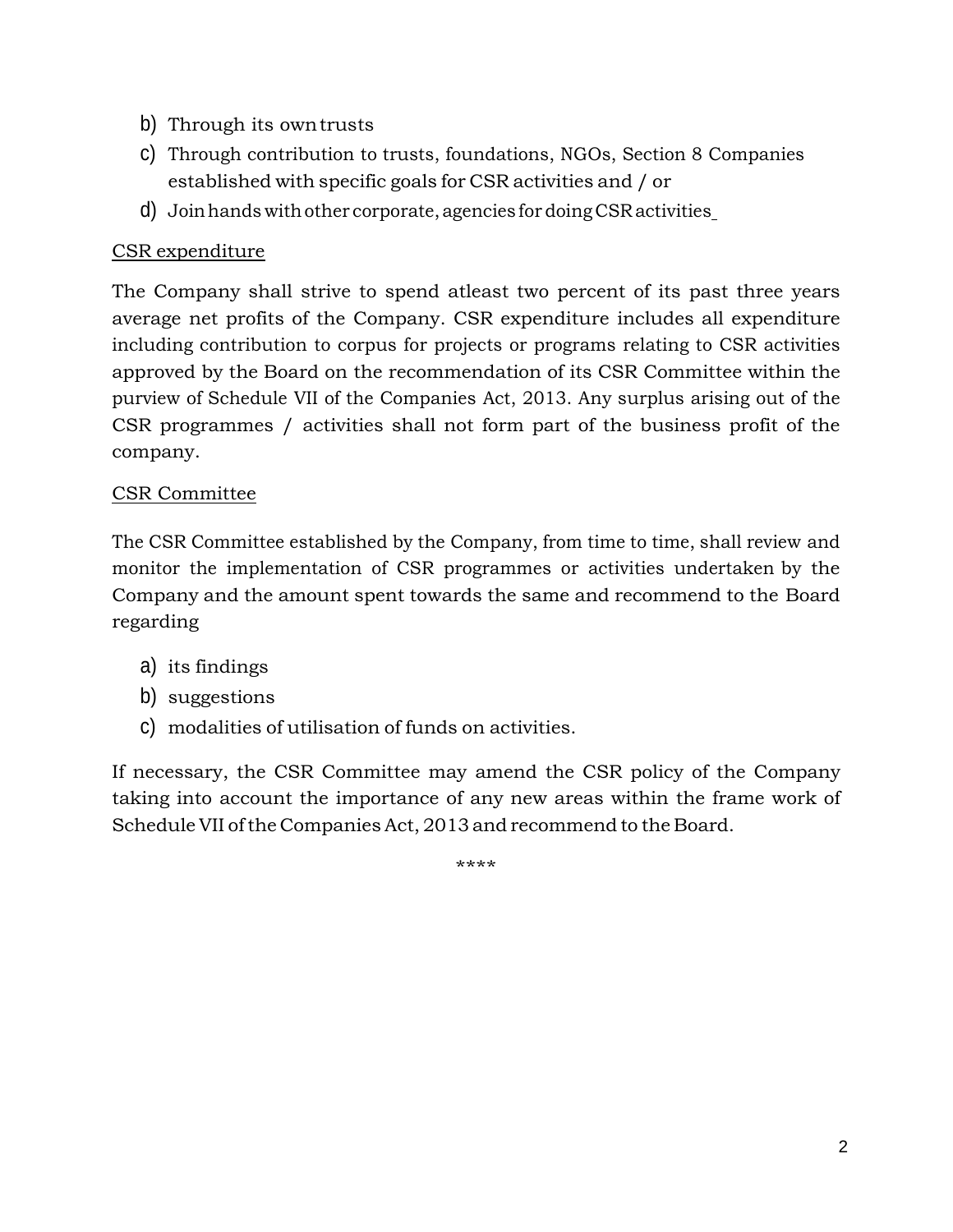b) Through its own trusts
c) Through contribution to trusts, foundations, NGOs, Section 8 Companies established with specific goals for CSR activities and / or
d) Join hands with other corporate, agencies for doing CSR activities

<u>CSR expenditure</u>

The Company shall strive to spend atleast two percent of its past three years average net profits of the Company. CSR expenditure includes all expenditure including contribution to corpus for projects or programs relating to CSR activities approved by the Board on the recommendation of its CSR Committee within the purview of Schedule VII of the Companies Act, 2013. Any surplus arising out of the CSR programmes / activities shall not form part of the business profit of the company.

<u>CSR Committee</u>

The CSR Committee established by the Company, from time to time, shall review and monitor the implementation of CSR programmes or activities undertaken by the Company and the amount spent towards the same and recommend to the Board regarding

a) its findings
b) suggestions
c) modalities of utilisation of funds on activities.

If necessary, the CSR Committee may amend the CSR policy of the Company taking into account the importance of any new areas within the frame work of Schedule VII of the Companies Act, 2013 and recommend to the Board.

****